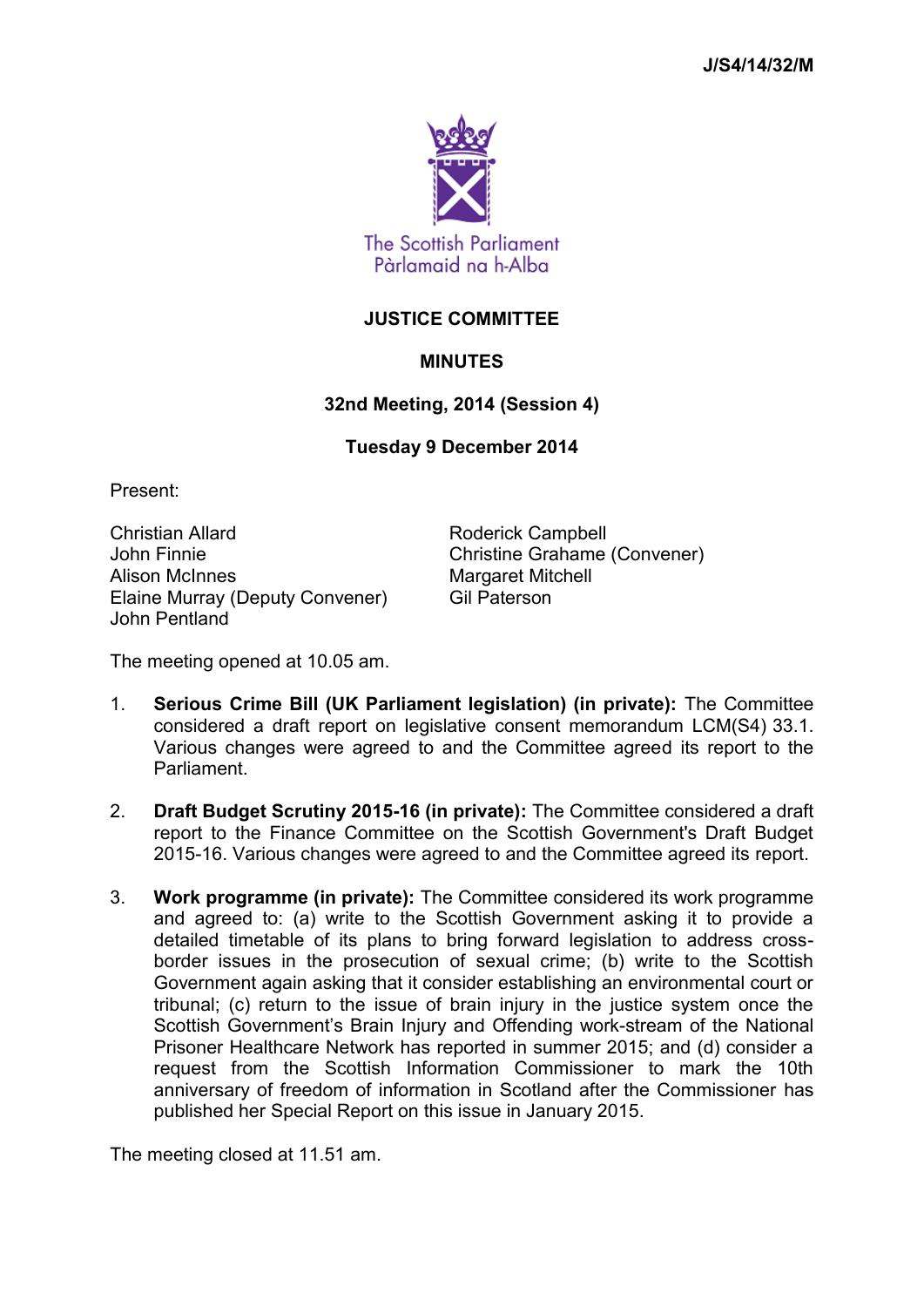J/S4/14/32/M

The Scottish Parliament
Pàrlamaid na h-Alba

# JUSTICE COMMITTEE

## MINUTES

### 32nd Meeting, 2014 (Session 4)

### Tuesday 9 December 2014

Present:

Christian Allard
John Finnie
Alison McInnes
Elaine Murray (Deputy Convener)
John Pentland
Roderick Campbell
Christine Grahame (Convener)
Margaret Mitchell
Gil Paterson

The meeting opened at 10.05 am.

1. **Serious Crime Bill (UK Parliament legislation) (in private):** The Committee considered a draft report on legislative consent memorandum LCM(S4) 33.1. Various changes were agreed to and the Committee agreed its report to the Parliament.

2. **Draft Budget Scrutiny 2015-16 (in private):** The Committee considered a draft report to the Finance Committee on the Scottish Government's Draft Budget 2015-16. Various changes were agreed to and the Committee agreed its report.

3. **Work programme (in private):** The Committee considered its work programme and agreed to: (a) write to the Scottish Government asking it to provide a detailed timetable of its plans to bring forward legislation to address cross-border issues in the prosecution of sexual crime; (b) write to the Scottish Government again asking that it consider establishing an environmental court or tribunal; (c) return to the issue of brain injury in the justice system once the Scottish Government's Brain Injury and Offending work-stream of the National Prisoner Healthcare Network has reported in summer 2015; and (d) consider a request from the Scottish Information Commissioner to mark the 10th anniversary of freedom of information in Scotland after the Commissioner has published her Special Report on this issue in January 2015.

The meeting closed at 11.51 am.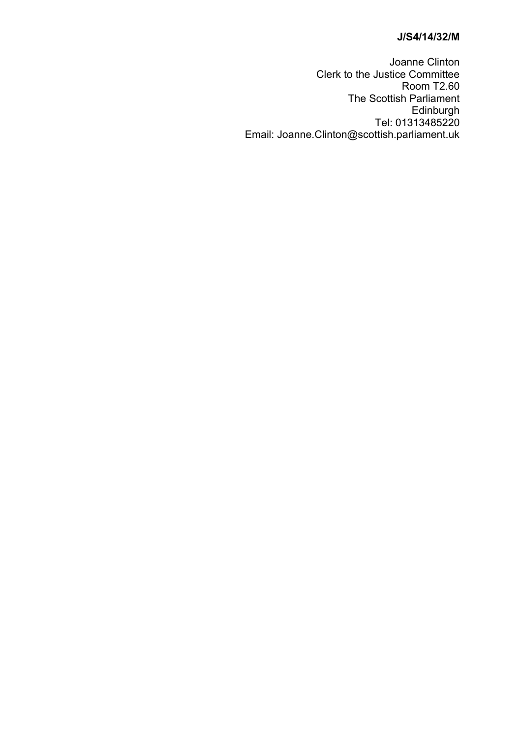**J/S4/14/32/M**

Joanne Clinton
Clerk to the Justice Committee
Room T2.60
The Scottish Parliament
Edinburgh
Tel: 01313485220
Email: Joanne.Clinton@scottish.parliament.uk